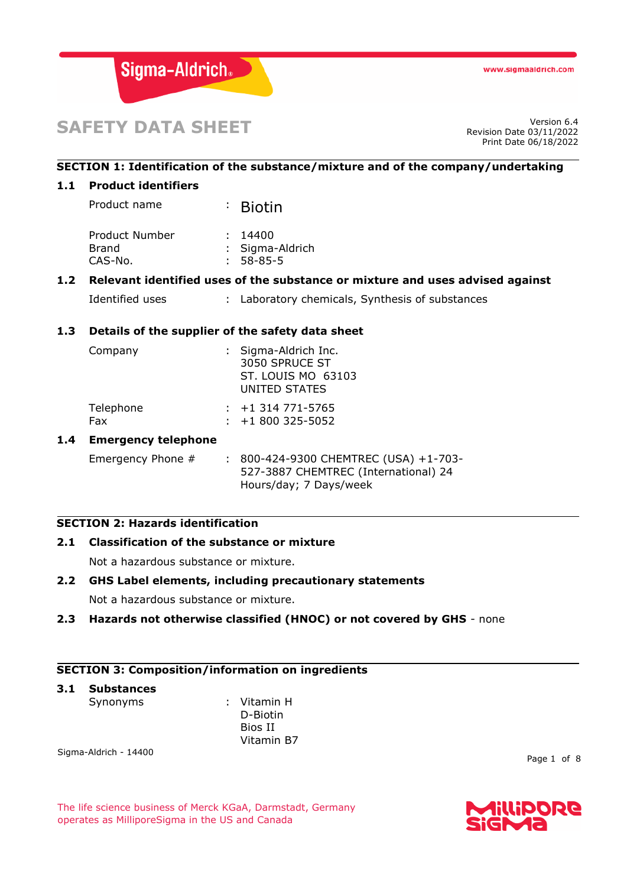# SAFETY DATA SHEET

Version 6.4
Revision Date 03/11/2022
Print Date 06/18/2022

## SECTION 1: Identification of the substance/mixture and of the company/undertaking

### 1.1 Product identifiers

| | | |
|---|---|---|
| Product name | : | Biotin |
| Product Number | : | 14400 |
| Brand | : | Sigma-Aldrich |
| CAS-No. | : | 58-85-5 |

### 1.2 Relevant identified uses of the substance or mixture and uses advised against

| | | |
|---|---|---|
| Identified uses | : | Laboratory chemicals, Synthesis of substances |

### 1.3 Details of the supplier of the safety data sheet

| | | |
|---|---|---|
| Company | : | Sigma-Aldrich Inc.<br>3050 SPRUCE ST<br>ST. LOUIS MO 63103<br>UNITED STATES |
| Telephone | : | +1 314 771-5765 |
| Fax | : | +1 800 325-5052 |

### 1.4 Emergency telephone

| | | |
|---|---|---|
| Emergency Phone # | : | 800-424-9300 CHEMTREC (USA) +1-703-527-3887 CHEMTREC (International) 24 Hours/day; 7 Days/week |

## SECTION 2: Hazards identification

### 2.1 Classification of the substance or mixture

Not a hazardous substance or mixture.

### 2.2 GHS Label elements, including precautionary statements

Not a hazardous substance or mixture.

### 2.3 Hazards not otherwise classified (HNOC) or not covered by GHS - none

## SECTION 3: Composition/information on ingredients

### 3.1 Substances

| | | |
|---|---|---|
| Synonyms | : | Vitamin H<br>D-Biotin<br>Bios II<br>Vitamin B7 |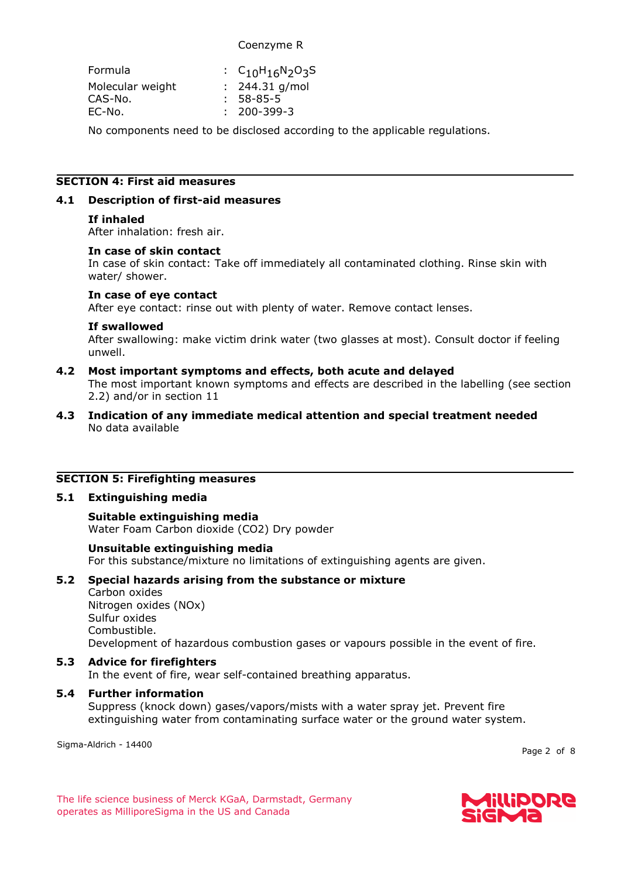Coenzyme R

| Formula | : | $C_{10}H_{16}N_2O_3S$ |
| --- | --- | --- |
| Molecular weight | : | 244.31 g/mol |
| CAS-No. | : | 58-85-5 |
| EC-No. | : | 200-399-3 |

No components need to be disclosed according to the applicable regulations.

## SECTION 4: First aid measures

### 4.1 Description of first-aid measures

**If inhaled**
After inhalation: fresh air.

**In case of skin contact**
In case of skin contact: Take off immediately all contaminated clothing. Rinse skin with water/ shower.

**In case of eye contact**
After eye contact: rinse out with plenty of water. Remove contact lenses.

**If swallowed**
After swallowing: make victim drink water (two glasses at most). Consult doctor if feeling unwell.

### 4.2 Most important symptoms and effects, both acute and delayed

The most important known symptoms and effects are described in the labelling (see section 2.2) and/or in section 11

### 4.3 Indication of any immediate medical attention and special treatment needed

No data available

## SECTION 5: Firefighting measures

### 5.1 Extinguishing media

**Suitable extinguishing media**
Water Foam Carbon dioxide (CO2) Dry powder

**Unsuitable extinguishing media**
For this substance/mixture no limitations of extinguishing agents are given.

### 5.2 Special hazards arising from the substance or mixture

Carbon oxides
Nitrogen oxides (NOx)
Sulfur oxides
Combustible.
Development of hazardous combustion gases or vapours possible in the event of fire.

### 5.3 Advice for firefighters

In the event of fire, wear self-contained breathing apparatus.

### 5.4 Further information

Suppress (knock down) gases/vapors/mists with a water spray jet. Prevent fire extinguishing water from contaminating surface water or the ground water system.

Sigma-Aldrich - 14400

The life science business of Merck KGaA, Darmstadt, Germany operates as MilliporeSigma in the US and Canada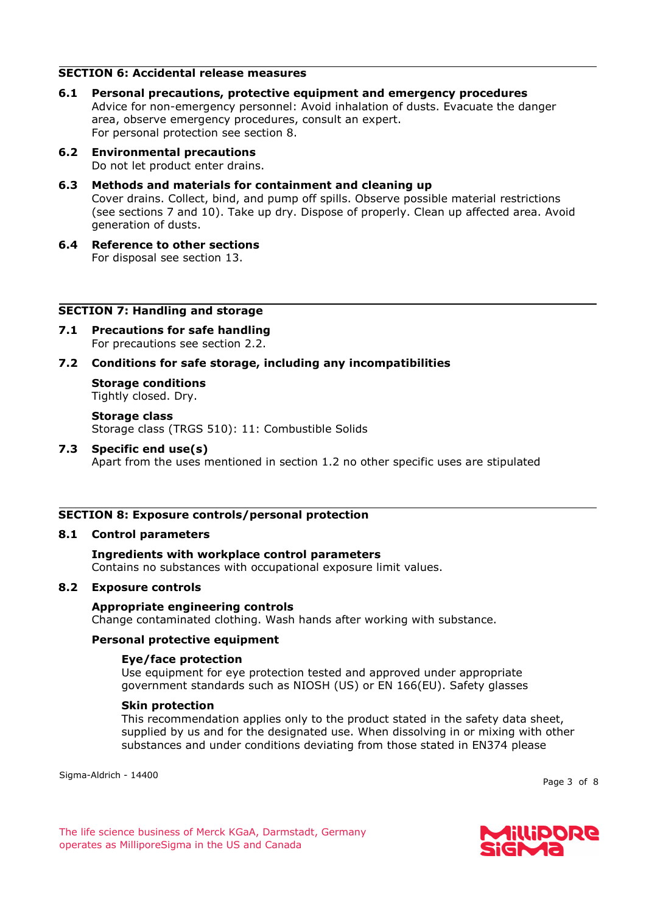## SECTION 6: Accidental release measures

### 6.1 Personal precautions, protective equipment and emergency procedures

Advice for non-emergency personnel: Avoid inhalation of dusts. Evacuate the danger area, observe emergency procedures, consult an expert.
For personal protection see section 8.

### 6.2 Environmental precautions

Do not let product enter drains.

### 6.3 Methods and materials for containment and cleaning up

Cover drains. Collect, bind, and pump off spills. Observe possible material restrictions (see sections 7 and 10). Take up dry. Dispose of properly. Clean up affected area. Avoid generation of dusts.

### 6.4 Reference to other sections

For disposal see section 13.

## SECTION 7: Handling and storage

### 7.1 Precautions for safe handling

For precautions see section 2.2.

### 7.2 Conditions for safe storage, including any incompatibilities

**Storage conditions**
Tightly closed. Dry.

**Storage class**
Storage class (TRGS 510): 11: Combustible Solids

### 7.3 Specific end use(s)

Apart from the uses mentioned in section 1.2 no other specific uses are stipulated

## SECTION 8: Exposure controls/personal protection

### 8.1 Control parameters

**Ingredients with workplace control parameters**
Contains no substances with occupational exposure limit values.

### 8.2 Exposure controls

**Appropriate engineering controls**
Change contaminated clothing. Wash hands after working with substance.

**Personal protective equipment**

**Eye/face protection**
Use equipment for eye protection tested and approved under appropriate government standards such as NIOSH (US) or EN 166(EU). Safety glasses

**Skin protection**
This recommendation applies only to the product stated in the safety data sheet, supplied by us and for the designated use. When dissolving in or mixing with other substances and under conditions deviating from those stated in EN374 please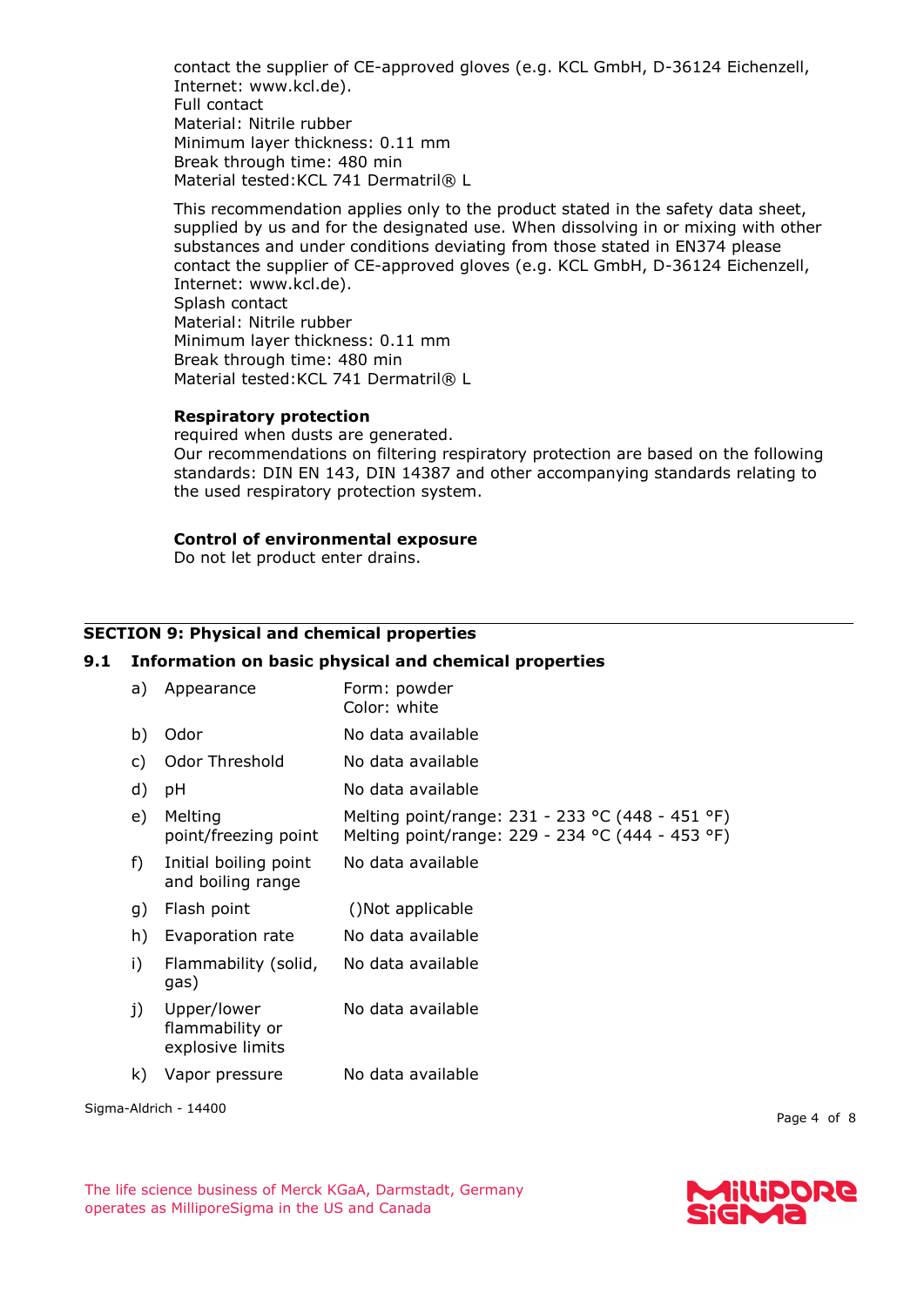contact the supplier of CE-approved gloves (e.g. KCL GmbH, D-36124 Eichenzell, Internet: www.kcl.de).
Full contact
Material: Nitrile rubber
Minimum layer thickness: 0.11 mm
Break through time: 480 min
Material tested:KCL 741 Dermatril® L

This recommendation applies only to the product stated in the safety data sheet, supplied by us and for the designated use. When dissolving in or mixing with other substances and under conditions deviating from those stated in EN374 please contact the supplier of CE-approved gloves (e.g. KCL GmbH, D-36124 Eichenzell, Internet: www.kcl.de).
Splash contact
Material: Nitrile rubber
Minimum layer thickness: 0.11 mm
Break through time: 480 min
Material tested:KCL 741 Dermatril® L

**Respiratory protection**
required when dusts are generated.
Our recommendations on filtering respiratory protection are based on the following standards: DIN EN 143, DIN 14387 and other accompanying standards relating to the used respiratory protection system.

**Control of environmental exposure**
Do not let product enter drains.

## SECTION 9: Physical and chemical properties

### 9.1 Information on basic physical and chemical properties

| | | |
|---|---|---|
| a) | Appearance | Form: powder<br>Color: white |
| b) | Odor | No data available |
| c) | Odor Threshold | No data available |
| d) | pH | No data available |
| e) | Melting point/freezing point | Melting point/range: 231 - 233 °C (448 - 451 °F)<br>Melting point/range: 229 - 234 °C (444 - 453 °F) |
| f) | Initial boiling point and boiling range | No data available |
| g) | Flash point | ()Not applicable |
| h) | Evaporation rate | No data available |
| i) | Flammability (solid, gas) | No data available |
| j) | Upper/lower flammability or explosive limits | No data available |
| k) | Vapor pressure | No data available |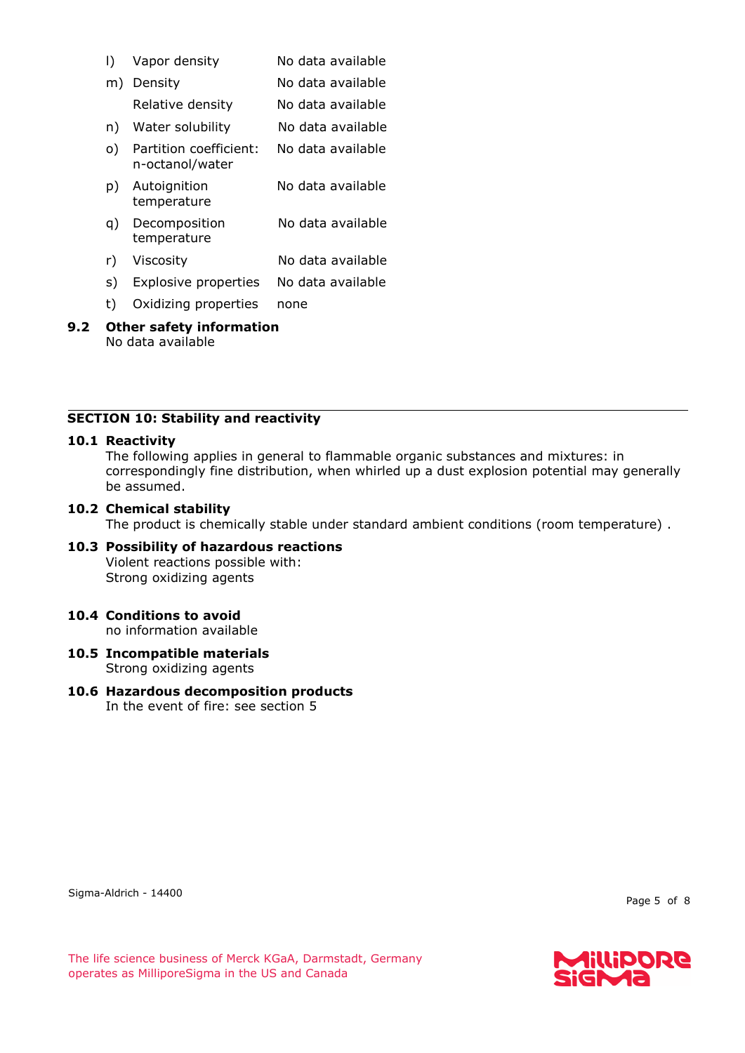| | | |
|---|---|---|
| l) | Vapor density | No data available |
| m) | Density | No data available |
| | Relative density | No data available |
| n) | Water solubility | No data available |
| o) | Partition coefficient: n-octanol/water | No data available |
| p) | Autoignition temperature | No data available |
| q) | Decomposition temperature | No data available |
| r) | Viscosity | No data available |
| s) | Explosive properties | No data available |
| t) | Oxidizing properties | none |

**9.2 Other safety information**

No data available

## SECTION 10: Stability and reactivity

**10.1 Reactivity**

The following applies in general to flammable organic substances and mixtures: in correspondingly fine distribution, when whirled up a dust explosion potential may generally be assumed.

**10.2 Chemical stability**

The product is chemically stable under standard ambient conditions (room temperature) .

**10.3 Possibility of hazardous reactions**

Violent reactions possible with:
Strong oxidizing agents

**10.4 Conditions to avoid**

no information available

**10.5 Incompatible materials**

Strong oxidizing agents

**10.6 Hazardous decomposition products**

In the event of fire: see section 5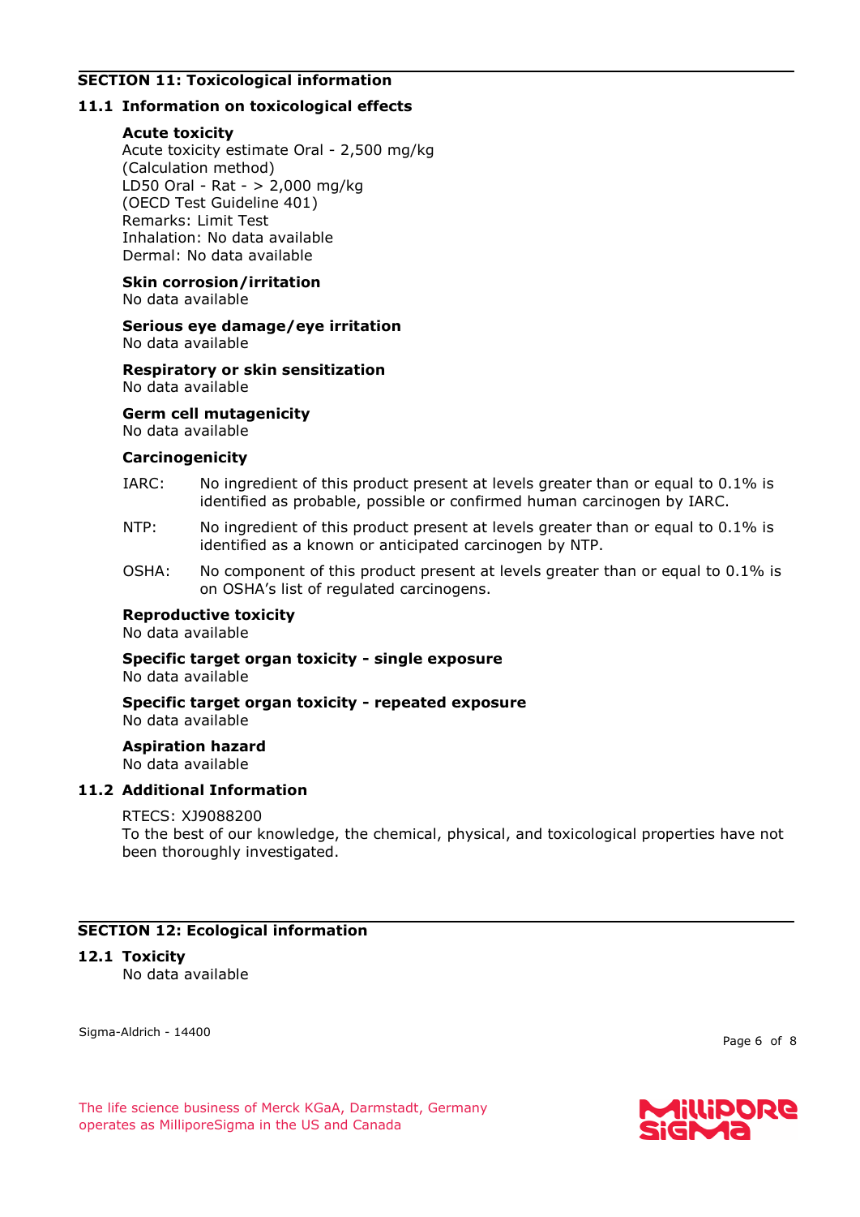## SECTION 11: Toxicological information

### 11.1 Information on toxicological effects

**Acute toxicity**
Acute toxicity estimate Oral - 2,500 mg/kg
(Calculation method)
LD50 Oral - Rat - > 2,000 mg/kg
(OECD Test Guideline 401)
Remarks: Limit Test
Inhalation: No data available
Dermal: No data available

**Skin corrosion/irritation**
No data available

**Serious eye damage/eye irritation**
No data available

**Respiratory or skin sensitization**
No data available

**Germ cell mutagenicity**
No data available

**Carcinogenicity**

IARC: No ingredient of this product present at levels greater than or equal to 0.1% is identified as probable, possible or confirmed human carcinogen by IARC.

NTP: No ingredient of this product present at levels greater than or equal to 0.1% is identified as a known or anticipated carcinogen by NTP.

OSHA: No component of this product present at levels greater than or equal to 0.1% is on OSHA's list of regulated carcinogens.

**Reproductive toxicity**
No data available

**Specific target organ toxicity - single exposure**
No data available

**Specific target organ toxicity - repeated exposure**
No data available

**Aspiration hazard**
No data available

### 11.2 Additional Information

RTECS: XJ9088200
To the best of our knowledge, the chemical, physical, and toxicological properties have not been thoroughly investigated.

## SECTION 12: Ecological information

### 12.1 Toxicity
No data available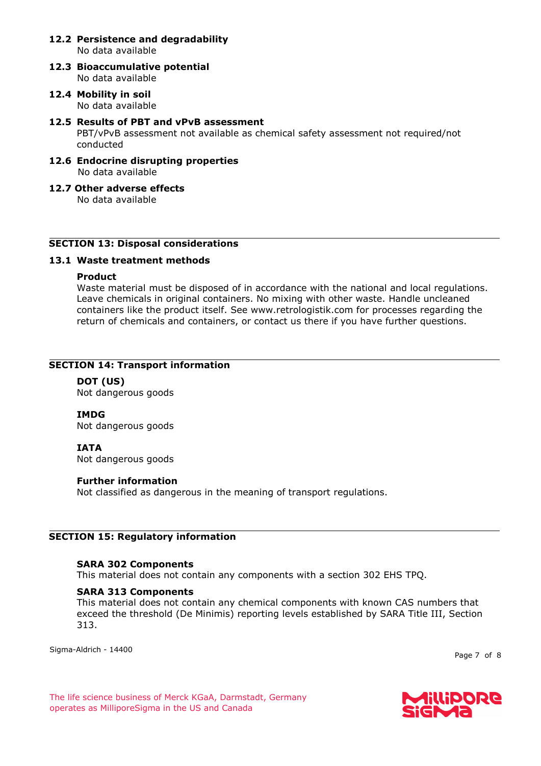### 12.2 Persistence and degradability

No data available

### 12.3 Bioaccumulative potential

No data available

### 12.4 Mobility in soil

No data available

### 12.5 Results of PBT and vPvB assessment

PBT/vPvB assessment not available as chemical safety assessment not required/not conducted

### 12.6 Endocrine disrupting properties

No data available

### 12.7 Other adverse effects

No data available

## SECTION 13: Disposal considerations

### 13.1 Waste treatment methods

**Product**

Waste material must be disposed of in accordance with the national and local regulations. Leave chemicals in original containers. No mixing with other waste. Handle uncleaned containers like the product itself. See www.retrologistik.com for processes regarding the return of chemicals and containers, or contact us there if you have further questions.

## SECTION 14: Transport information

**DOT (US)**

Not dangerous goods

**IMDG**

Not dangerous goods

**IATA**

Not dangerous goods

**Further information**

Not classified as dangerous in the meaning of transport regulations.

## SECTION 15: Regulatory information

**SARA 302 Components**

This material does not contain any components with a section 302 EHS TPQ.

**SARA 313 Components**

This material does not contain any chemical components with known CAS numbers that exceed the threshold (De Minimis) reporting levels established by SARA Title III, Section 313.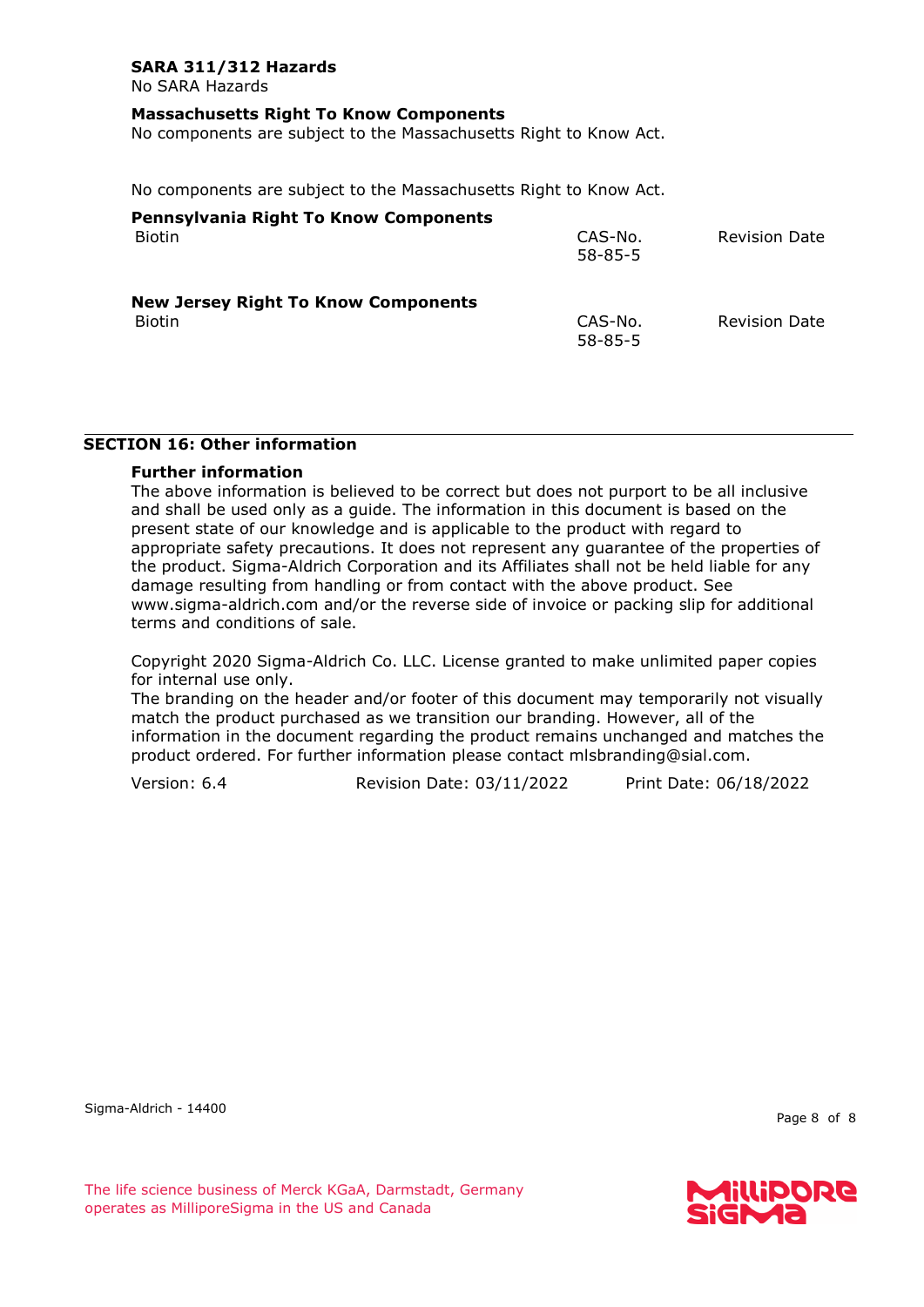**SARA 311/312 Hazards**
No SARA Hazards

**Massachusetts Right To Know Components**
No components are subject to the Massachusetts Right to Know Act.

No components are subject to the Massachusetts Right to Know Act.

**Pennsylvania Right To Know Components**

| | | |
|---|---|---|
| Biotin | CAS-No. 58-85-5 | Revision Date |

**New Jersey Right To Know Components**

| | | |
|---|---|---|
| Biotin | CAS-No. 58-85-5 | Revision Date |

## SECTION 16: Other information

**Further information**
The above information is believed to be correct but does not purport to be all inclusive and shall be used only as a guide. The information in this document is based on the present state of our knowledge and is applicable to the product with regard to appropriate safety precautions. It does not represent any guarantee of the properties of the product. Sigma-Aldrich Corporation and its Affiliates shall not be held liable for any damage resulting from handling or from contact with the above product. See www.sigma-aldrich.com and/or the reverse side of invoice or packing slip for additional terms and conditions of sale.

Copyright 2020 Sigma-Aldrich Co. LLC. License granted to make unlimited paper copies for internal use only.
The branding on the header and/or footer of this document may temporarily not visually match the product purchased as we transition our branding. However, all of the information in the document regarding the product remains unchanged and matches the product ordered. For further information please contact mlsbranding@sial.com.

Version: 6.4 Revision Date: 03/11/2022 Print Date: 06/18/2022